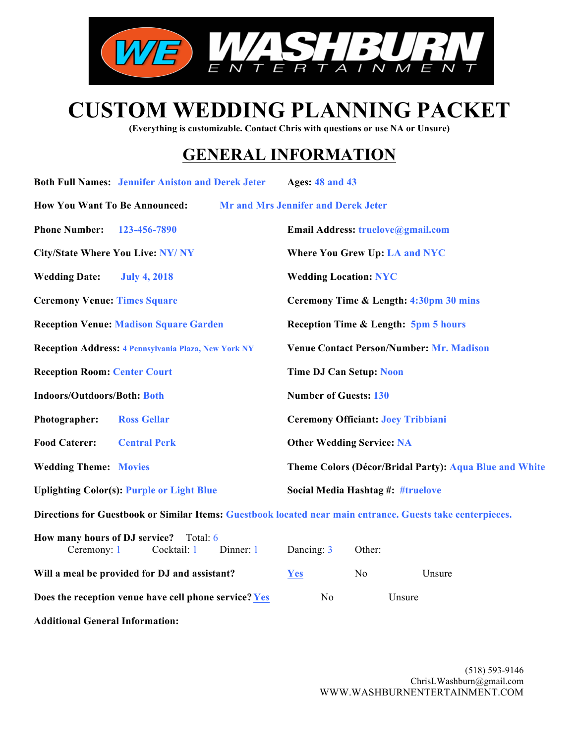WASHBURN ENTERTAINMENT

# CUSTOM WEDDING PLANNING PACKET

**(Everything is customizable. Contact Chris with questions or use NA or Unsure)**

## GENERAL INFORMATION

**Both Full Names:** Jennifer Aniston and Derek Jeter **Ages:** 48 and 43

**How You Want To Be Announced:** Mr and Mrs Jennifer and Derek Jeter

**Phone Number:** 123-456-7890 **Email Address:** truelove@gmail.com

**City/State Where You Live:** NY/ NY **Where You Grew Up:** LA and NYC

**Wedding Date:** July 4, 2018 **Wedding Location:** NYC

**Ceremony Venue:** Times Square **Ceremony Time & Length:** 4:30pm 30 mins

**Reception Venue:** Madison Square Garden **Reception Time & Length:** 5pm 5 hours

**Reception Address:** 4 Pennsylvania Plaza, New York NY **Venue Contact Person/Number:** Mr. Madison

**Reception Room:** Center Court **Time DJ Can Setup:** Noon

**Indoors/Outdoors/Both:** Both **Number of Guests:** 130

**Photographer:** Ross Gellar **Ceremony Officiant:** Joey Tribbiani

**Food Caterer:** Central Perk **Other Wedding Service:** NA

**Wedding Theme:** Movies **Theme Colors (Décor/Bridal Party):** Aqua Blue and White

**Uplighting Color(s):** Purple or Light Blue **Social Media Hashtag #:** #truelove

**Directions for Guestbook or Similar Items:** Guestbook located near main entrance. Guests take centerpieces.

**How many hours of DJ service?** Total: 6
Ceremony: 1 Cocktail: 1 Dinner: 1 Dancing: 3 Other:

**Will a meal be provided for DJ and assistant?** <u>Yes</u> No Unsure

**Does the reception venue have cell phone service?** <u>Yes</u> No Unsure

**Additional General Information:**

(518) 593-9146
ChrisLWashburn@gmail.com
WWW.WASHBURNENTERTAINMENT.COM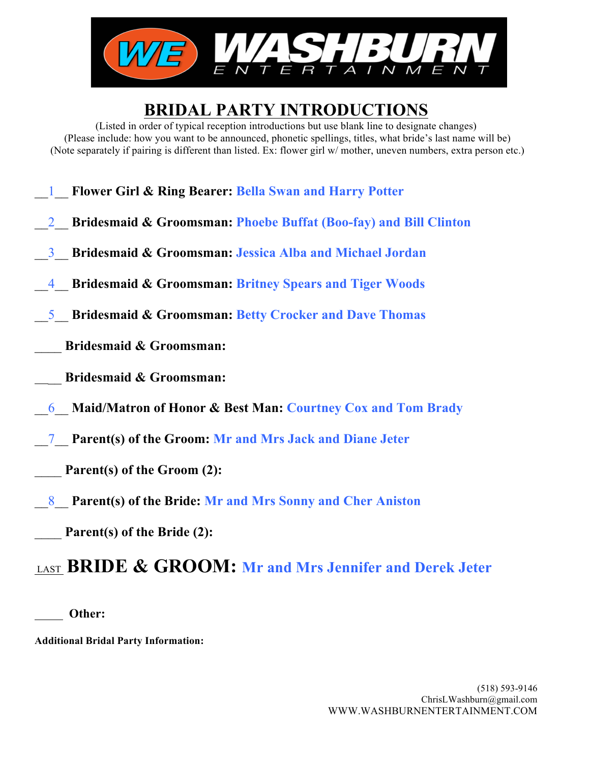WE WASHBURN ENTERTAINMENT

# BRIDAL PARTY INTRODUCTIONS

(Listed in order of typical reception introductions but use blank line to designate changes)
(Please include: how you want to be announced, phonetic spellings, titles, what bride's last name will be)
(Note separately if pairing is different than listed. Ex: flower girl w/ mother, uneven numbers, extra person etc.)

__1__ **Flower Girl & Ring Bearer:** Bella Swan and Harry Potter

__2__ **Bridesmaid & Groomsman:** Phoebe Buffat (Boo-fay) and Bill Clinton

__3__ **Bridesmaid & Groomsman:** Jessica Alba and Michael Jordan

__4__ **Bridesmaid & Groomsman:** Britney Spears and Tiger Woods

__5__ **Bridesmaid & Groomsman:** Betty Crocker and Dave Thomas

____ **Bridesmaid & Groomsman:**

____ **Bridesmaid & Groomsman:**

__6__ **Maid/Matron of Honor & Best Man:** Courtney Cox and Tom Brady

__7__ **Parent(s) of the Groom:** Mr and Mrs Jack and Diane Jeter

____ **Parent(s) of the Groom (2):**

__8__ **Parent(s) of the Bride:** Mr and Mrs Sonny and Cher Aniston

____ **Parent(s) of the Bride (2):**

LAST **BRIDE & GROOM:** Mr and Mrs Jennifer and Derek Jeter

_____ **Other:**

**Additional Bridal Party Information:**

(518) 593-9146
ChrisLWashburn@gmail.com
WWW.WASHBURNENTERTAINMENT.COM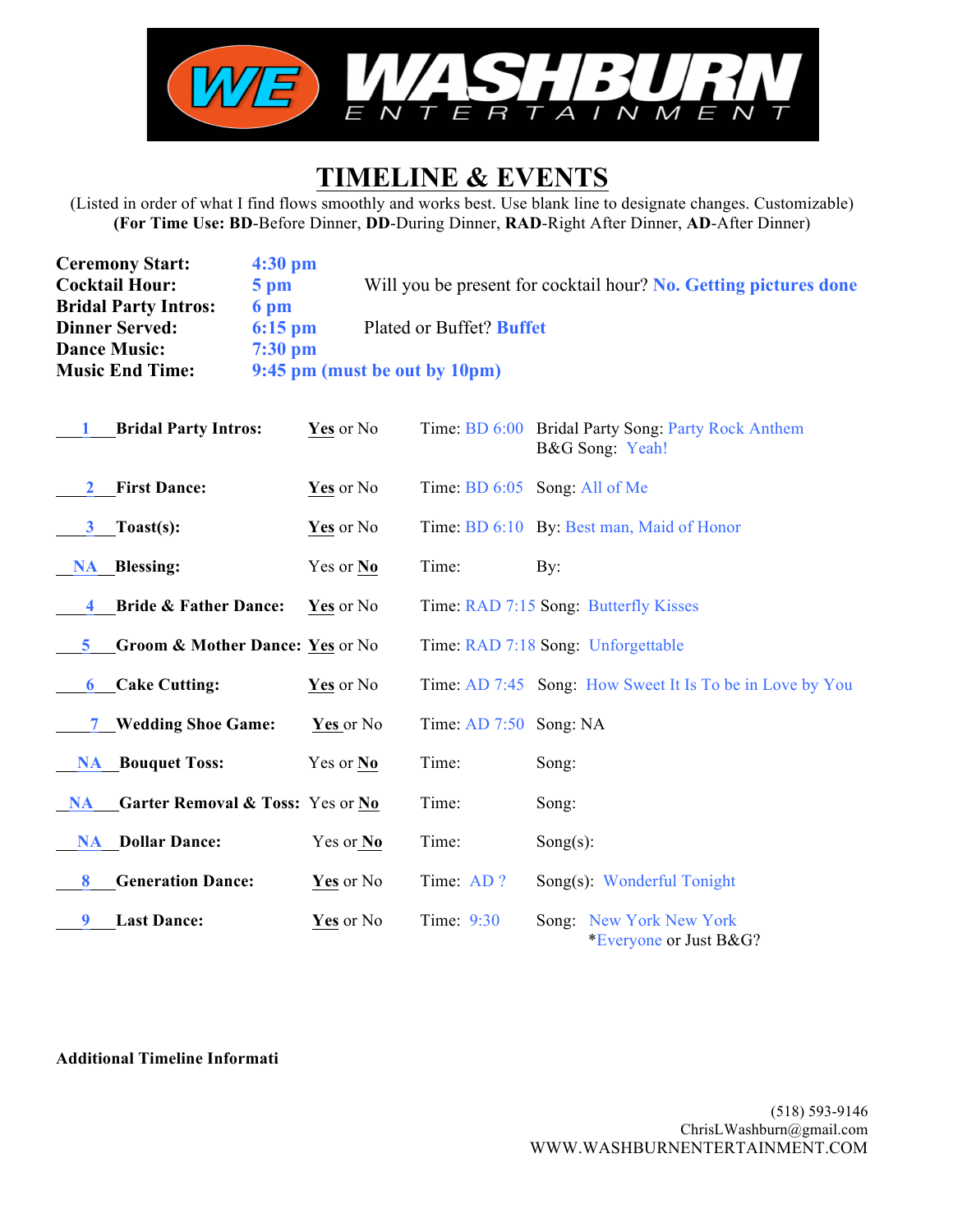# WASHBURN ENTERTAINMENT

# TIMELINE & EVENTS

(Listed in order of what I find flows smoothly and works best. Use blank line to designate changes. Customizable)
**(For Time Use: BD**-Before Dinner, **DD**-During Dinner, **RAD**-Right After Dinner, **AD**-After Dinner)

| | | |
|---|---|---|
| **Ceremony Start:** | **4:30 pm** | |
| **Cocktail Hour:** | **5 pm** | Will you be present for cocktail hour? **No. Getting pictures done** |
| **Bridal Party Intros:** | **6 pm** | |
| **Dinner Served:** | **6:15 pm** | Plated or Buffet? **Buffet** |
| **Dance Music:** | **7:30 pm** | |
| **Music End Time:** | **9:45 pm (must be out by 10pm)** | |

| # | Event | Yes or No | Time | Details |
|---|---|---|---|---|
| 1 | **Bridal Party Intros:** | **Yes** or No | Time: BD 6:00 | Bridal Party Song: Party Rock Anthem<br>B&G Song: Yeah! |
| 2 | **First Dance:** | **Yes** or No | Time: BD 6:05 | Song: All of Me |
| 3 | **Toast(s):** | **Yes** or No | Time: BD 6:10 | By: Best man, Maid of Honor |
| NA | **Blessing:** | Yes or **No** | Time: | By: |
| 4 | **Bride & Father Dance:** | **Yes** or No | Time: RAD 7:15 | Song: Butterfly Kisses |
| 5 | **Groom & Mother Dance:** | **Yes** or No | Time: RAD 7:18 | Song: Unforgettable |
| 6 | **Cake Cutting:** | **Yes** or No | Time: AD 7:45 | Song: How Sweet It Is To be in Love by You |
| 7 | **Wedding Shoe Game:** | **Yes** or No | Time: AD 7:50 | Song: NA |
| NA | **Bouquet Toss:** | Yes or **No** | Time: | Song: |
| NA | **Garter Removal & Toss:** | Yes or **No** | Time: | Song: |
| NA | **Dollar Dance:** | Yes or **No** | Time: | Song(s): |
| 8 | **Generation Dance:** | **Yes** or No | Time: AD ? | Song(s): Wonderful Tonight |
| 9 | **Last Dance:** | **Yes** or No | Time: 9:30 | Song: New York New York<br>*Everyone or Just B&G? |

**Additional Timeline Informati**

(518) 593-9146
ChrisLWashburn@gmail.com
WWW.WASHBURNENTERTAINMENT.COM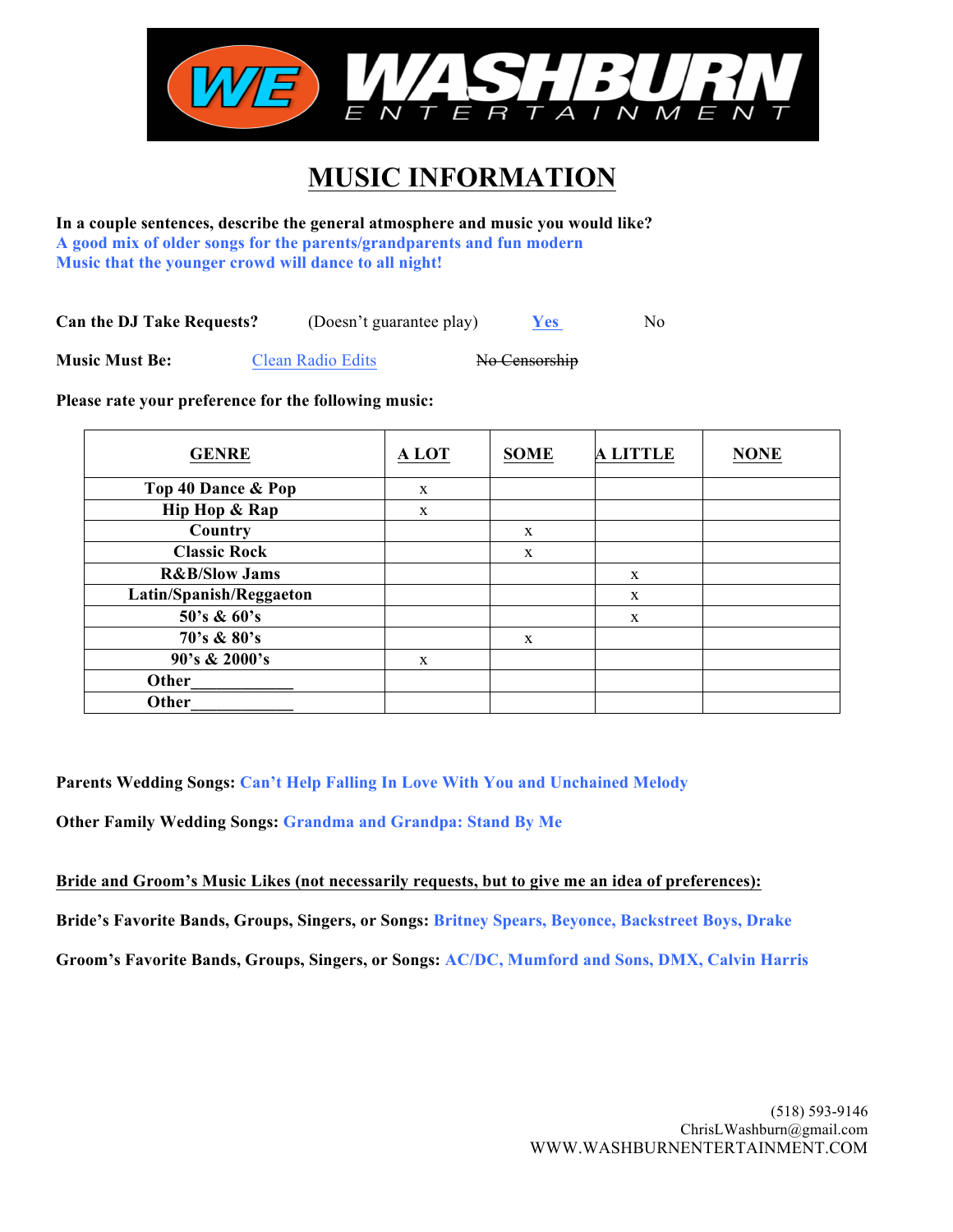# WE WASHBURN ENTERTAINMENT

# MUSIC INFORMATION

**In a couple sentences, describe the general atmosphere and music you would like?**
**A good mix of older songs for the parents/grandparents and fun modern Music that the younger crowd will dance to all night!**

**Can the DJ Take Requests?** (Doesn't guarantee play) Yes No

**Music Must Be:** Clean Radio Edits ~~No Censorship~~

**Please rate your preference for the following music:**

| GENRE | A LOT | SOME | A LITTLE | NONE |
|---|---|---|---|---|
| Top 40 Dance & Pop | x | | | |
| Hip Hop & Rap | x | | | |
| Country | | x | | |
| Classic Rock | | x | | |
| R&B/Slow Jams | | | x | |
| Latin/Spanish/Reggaeton | | | x | |
| 50's & 60's | | | x | |
| 70's & 80's | | x | | |
| 90's & 2000's | x | | | |
| Other____________ | | | | |
| Other____________ | | | | |

**Parents Wedding Songs:** **Can't Help Falling In Love With You and Unchained Melody**

**Other Family Wedding Songs:** **Grandma and Grandpa: Stand By Me**

**Bride and Groom's Music Likes (not necessarily requests, but to give me an idea of preferences):**

**Bride's Favorite Bands, Groups, Singers, or Songs:** **Britney Spears, Beyonce, Backstreet Boys, Drake**

**Groom's Favorite Bands, Groups, Singers, or Songs:** **AC/DC, Mumford and Sons, DMX, Calvin Harris**

(518) 593-9146
ChrisLWashburn@gmail.com
WWW.WASHBURNENTERTAINMENT.COM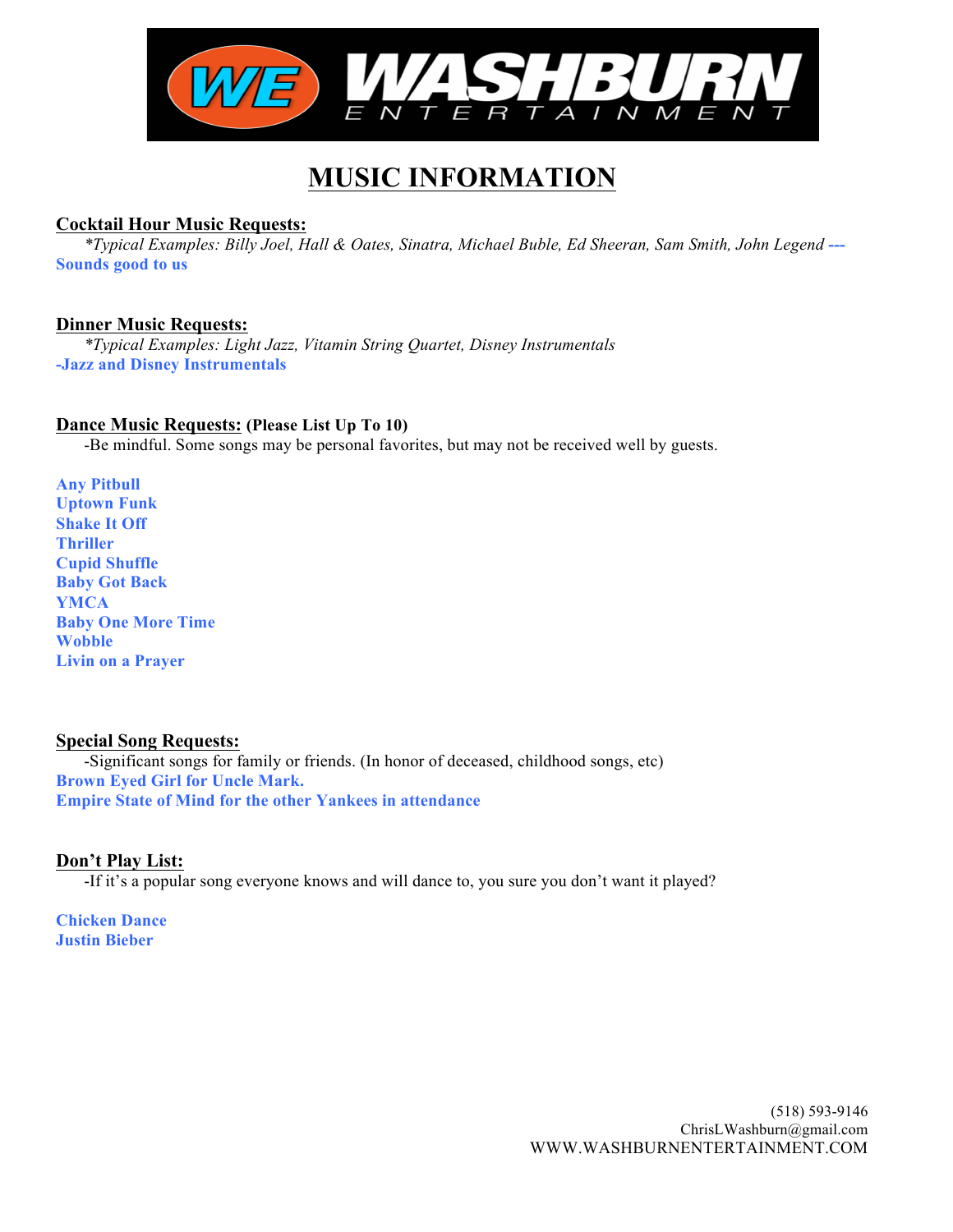WE WASHBURN ENTERTAINMENT

# MUSIC INFORMATION

## Cocktail Hour Music Requests:

*\*Typical Examples: Billy Joel, Hall & Oates, Sinatra, Michael Buble, Ed Sheeran, Sam Smith, John Legend* **--- Sounds good to us**

## Dinner Music Requests:

*\*Typical Examples: Light Jazz, Vitamin String Quartet, Disney Instrumentals*

**-Jazz and Disney Instrumentals**

## Dance Music Requests: (Please List Up To 10)

-Be mindful. Some songs may be personal favorites, but may not be received well by guests.

**Any Pitbull**
**Uptown Funk**
**Shake It Off**
**Thriller**
**Cupid Shuffle**
**Baby Got Back**
**YMCA**
**Baby One More Time**
**Wobble**
**Livin on a Prayer**

## Special Song Requests:

-Significant songs for family or friends. (In honor of deceased, childhood songs, etc)

**Brown Eyed Girl for Uncle Mark.**
**Empire State of Mind for the other Yankees in attendance**

## Don't Play List:

-If it's a popular song everyone knows and will dance to, you sure you don't want it played?

**Chicken Dance**
**Justin Bieber**

(518) 593-9146
ChrisLWashburn@gmail.com
WWW.WASHBURNENTERTAINMENT.COM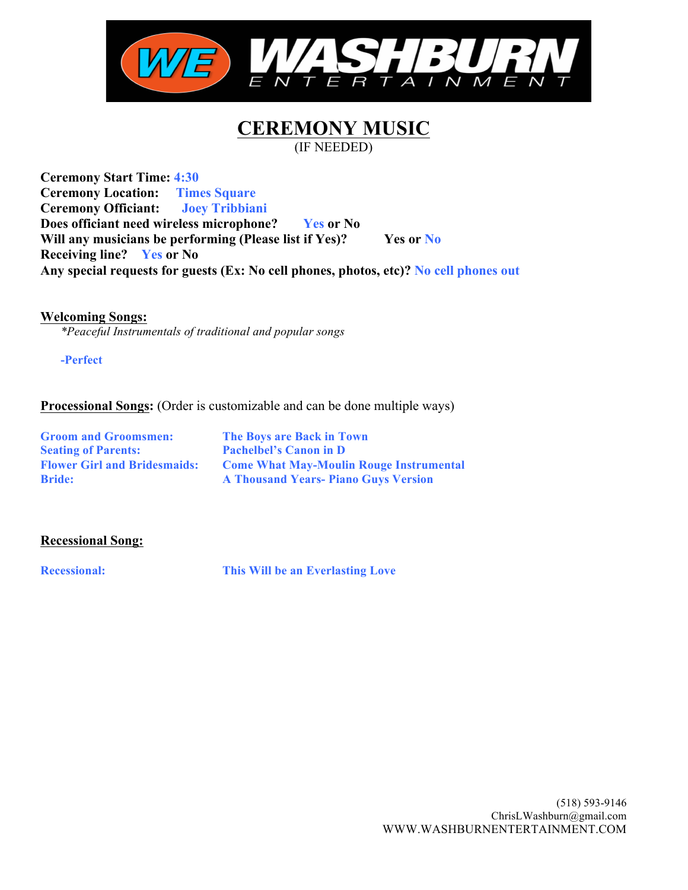# CEREMONY MUSIC

(IF NEEDED)

**Ceremony Start Time:** 4:30
**Ceremony Location:** Times Square
**Ceremony Officiant:** Joey Tribbiani
**Does officiant need wireless microphone?** Yes or No
**Will any musicians be performing (Please list if Yes)?** Yes or No
**Receiving line?** Yes or No
**Any special requests for guests (Ex: No cell phones, photos, etc)?** No cell phones out

## Welcoming Songs:

*\*Peaceful Instrumentals of traditional and popular songs*

**-Perfect**

## Processional Songs: (Order is customizable and can be done multiple ways)

| | |
|---|---|
| **Groom and Groomsmen:** | **The Boys are Back in Town** |
| **Seating of Parents:** | **Pachelbel's Canon in D** |
| **Flower Girl and Bridesmaids:** | **Come What May-Moulin Rouge Instrumental** |
| **Bride:** | **A Thousand Years- Piano Guys Version** |

## Recessional Song:

| | |
|---|---|
| **Recessional:** | **This Will be an Everlasting Love** |

(518) 593-9146
ChrisLWashburn@gmail.com
WWW.WASHBURNENTERTAINMENT.COM